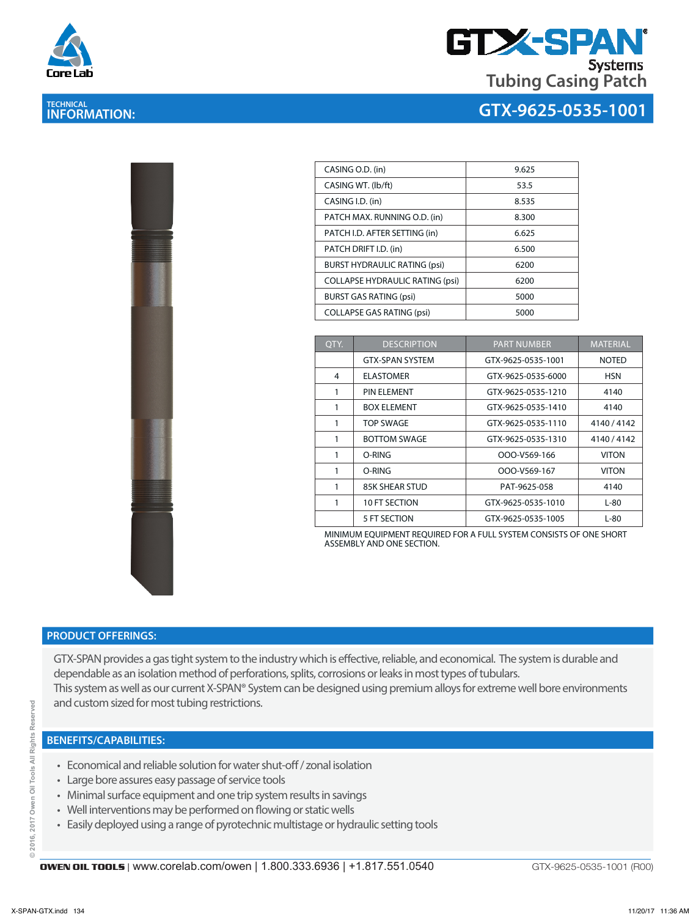# GTX-SPAN® Systems

## Tubing Casing Patch

**TECHNICAL INFORMATION:**

## GTX-9625-0535-1001

| | |
|---|---|
| CASING O.D. (in) | 9.625 |
| CASING WT. (lb/ft) | 53.5 |
| CASING I.D. (in) | 8.535 |
| PATCH MAX. RUNNING O.D. (in) | 8.300 |
| PATCH I.D. AFTER SETTING (in) | 6.625 |
| PATCH DRIFT I.D. (in) | 6.500 |
| BURST HYDRAULIC RATING (psi) | 6200 |
| COLLAPSE HYDRAULIC RATING (psi) | 6200 |
| BURST GAS RATING (psi) | 5000 |
| COLLAPSE GAS RATING (psi) | 5000 |

| QTY. | DESCRIPTION | PART NUMBER | MATERIAL |
|---|---|---|---|
| | GTX-SPAN SYSTEM | GTX-9625-0535-1001 | NOTED |
| 4 | ELASTOMER | GTX-9625-0535-6000 | HSN |
| 1 | PIN ELEMENT | GTX-9625-0535-1210 | 4140 |
| 1 | BOX ELEMENT | GTX-9625-0535-1410 | 4140 |
| 1 | TOP SWAGE | GTX-9625-0535-1110 | 4140 / 4142 |
| 1 | BOTTOM SWAGE | GTX-9625-0535-1310 | 4140 / 4142 |
| 1 | O-RING | OOO-V569-166 | VITON |
| 1 | O-RING | OOO-V569-167 | VITON |
| 1 | 85K SHEAR STUD | PAT-9625-058 | 4140 |
| 1 | 10 FT SECTION | GTX-9625-0535-1010 | L-80 |
| | 5 FT SECTION | GTX-9625-0535-1005 | L-80 |

MINIMUM EQUIPMENT REQUIRED FOR A FULL SYSTEM CONSISTS OF ONE SHORT ASSEMBLY AND ONE SECTION.

## PRODUCT OFFERINGS:

GTX-SPAN provides a gas tight system to the industry which is effective, reliable, and economical. The system is durable and dependable as an isolation method of perforations, splits, corrosions or leaks in most types of tubulars.
This system as well as our current X-SPAN® System can be designed using premium alloys for extreme well bore environments and custom sized for most tubing restrictions.

## BENEFITS/CAPABILITIES:

- Economical and reliable solution for water shut-off / zonal isolation
- Large bore assures easy passage of service tools
- Minimal surface equipment and one trip system results in savings
- Well interventions may be performed on flowing or static wells
- Easily deployed using a range of pyrotechnic multistage or hydraulic setting tools

© 2016, 2017 Owen Oil Tools All Rights Reserved

**OWEN OIL TOOLS** | www.corelab.com/owen | 1.800.333.6936 | +1.817.551.0540 GTX-9625-0535-1001 (R00)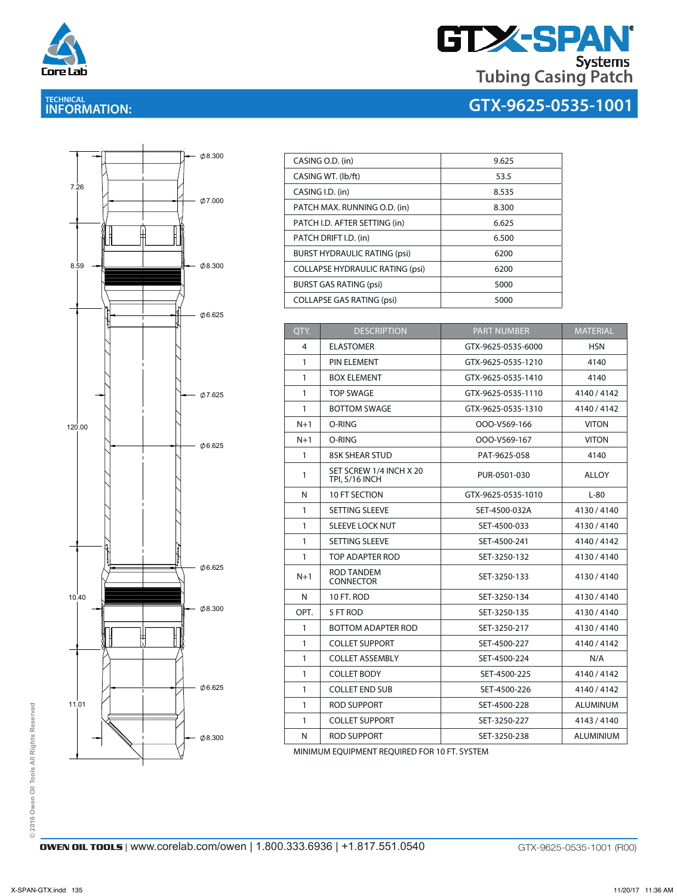# GTX-SPAN® Systems Tubing Casing Patch

## TECHNICAL INFORMATION: GTX-9625-0535-1001

7.26 — Ø8.300 — Ø7.000

8.59 — Ø8.300 — Ø6.625

120.00 — Ø7.625 — Ø6.625 — Ø6.625

10.40 — Ø8.300

11.01 — Ø6.625 — Ø8.300

| CASING O.D. (in) | 9.625 |
|---|---|
| CASING WT. (lb/ft) | 53.5 |
| CASING I.D. (in) | 8.535 |
| PATCH MAX. RUNNING O.D. (in) | 8.300 |
| PATCH I.D. AFTER SETTING (in) | 6.625 |
| PATCH DRIFT I.D. (in) | 6.500 |
| BURST HYDRAULIC RATING (psi) | 6200 |
| COLLAPSE HYDRAULIC RATING (psi) | 6200 |
| BURST GAS RATING (psi) | 5000 |
| COLLAPSE GAS RATING (psi) | 5000 |

| QTY. | DESCRIPTION | PART NUMBER | MATERIAL |
|---|---|---|---|
| 4 | ELASTOMER | GTX-9625-0535-6000 | HSN |
| 1 | PIN ELEMENT | GTX-9625-0535-1210 | 4140 |
| 1 | BOX ELEMENT | GTX-9625-0535-1410 | 4140 |
| 1 | TOP SWAGE | GTX-9625-0535-1110 | 4140 / 4142 |
| 1 | BOTTOM SWAGE | GTX-9625-0535-1310 | 4140 / 4142 |
| N+1 | O-RING | OOO-V569-166 | VITON |
| N+1 | O-RING | OOO-V569-167 | VITON |
| 1 | 85K SHEAR STUD | PAT-9625-058 | 4140 |
| 1 | SET SCREW 1/4 INCH X 20 TPI, 5/16 INCH | PUR-0501-030 | ALLOY |
| N | 10 FT SECTION | GTX-9625-0535-1010 | L-80 |
| 1 | SETTING SLEEVE | SET-4500-032A | 4130 / 4140 |
| 1 | SLEEVE LOCK NUT | SET-4500-033 | 4130 / 4140 |
| 1 | SETTING SLEEVE | SET-4500-241 | 4140 / 4142 |
| 1 | TOP ADAPTER ROD | SET-3250-132 | 4130 / 4140 |
| N+1 | ROD TANDEM CONNECTOR | SET-3250-133 | 4130 / 4140 |
| N | 10 FT. ROD | SET-3250-134 | 4130 / 4140 |
| OPT. | 5 FT ROD | SET-3250-135 | 4130 / 4140 |
| 1 | BOTTOM ADAPTER ROD | SET-3250-217 | 4130 / 4140 |
| 1 | COLLET SUPPORT | SET-4500-227 | 4140 / 4142 |
| 1 | COLLET ASSEMBLY | SET-4500-224 | N/A |
| 1 | COLLET BODY | SET-4500-225 | 4140 / 4142 |
| 1 | COLLET END SUB | SET-4500-226 | 4140 / 4142 |
| 1 | ROD SUPPORT | SET-4500-228 | ALUMINUM |
| 1 | COLLET SUPPORT | SET-3250-227 | 4143 / 4140 |
| N | ROD SUPPORT | SET-3250-238 | ALUMINIUM |

MINIMUM EQUIPMENT REQUIRED FOR 10 FT. SYSTEM

© 2016 Owen Oil Tools All Rights Reserved

**OWEN OIL TOOLS** | www.corelab.com/owen | 1.800.333.6936 | +1.817.551.0540 GTX-9625-0535-1001 (R00)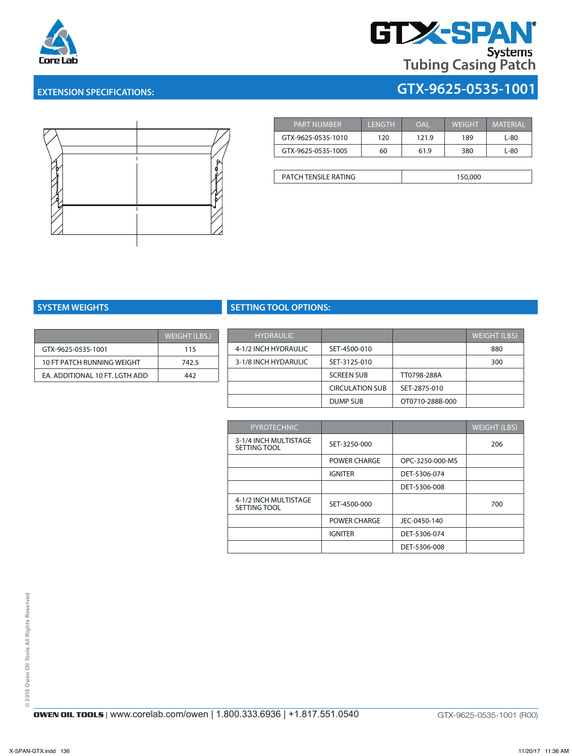Core Lab

# GTX-SPAN Systems Tubing Casing Patch

## EXTENSION SPECIFICATIONS: GTX-9625-0535-1001

| PART NUMBER | LENGTH | OAL | WEIGHT | MATERIAL |
|---|---|---|---|---|
| GTX-9625-0535-1010 | 120 | 121.9 | 189 | L-80 |
| GTX-9625-0535-1005 | 60 | 61.9 | 380 | L-80 |

| | |
|---|---|
| PATCH TENSILE RATING | 150,000 |

## SYSTEM WEIGHTS

| | WEIGHT (LBS.) |
|---|---|
| GTX-9625-0535-1001 | 115 |
| 10 FT PATCH RUNNING WEIGHT | 742.5 |
| EA. ADDITIONAL 10 FT. LGTH ADD | 442 |

## SETTING TOOL OPTIONS:

| HYDRAULIC | | | WEIGHT (LBS) |
|---|---|---|---|
| 4-1/2 INCH HYDRAULIC | SET-4500-010 | | 880 |
| 3-1/8 INCH HYDARULIC | SET-3125-010 | | 300 |
| | SCREEN SUB | TT0798-288A | |
| | CIRCULATION SUB | SET-2875-010 | |
| | DUMP SUB | OT0710-288B-000 | |

| PYROTECHNIC | | | WEIGHT (LBS) |
|---|---|---|---|
| 3-1/4 INCH MULTISTAGE SETTING TOOL | SET-3250-000 | | 206 |
| | POWER CHARGE | OPC-3250-000-MS | |
| | IGNITER | DET-5306-074 | |
| | | DET-5306-008 | |
| 4-1/2 INCH MULTISTAGE SETTING TOOL | SET-4500-000 | | 700 |
| | POWER CHARGE | JEC-0450-140 | |
| | IGNITER | DET-5306-074 | |
| | | DET-5306-008 | |

© 2016 Owen Oil Tools All Rights Reserved

OWEN OIL TOOLS | www.corelab.com/owen | 1.800.333.6936 | +1.817.551.0540 GTX-9625-0535-1001 (R00)